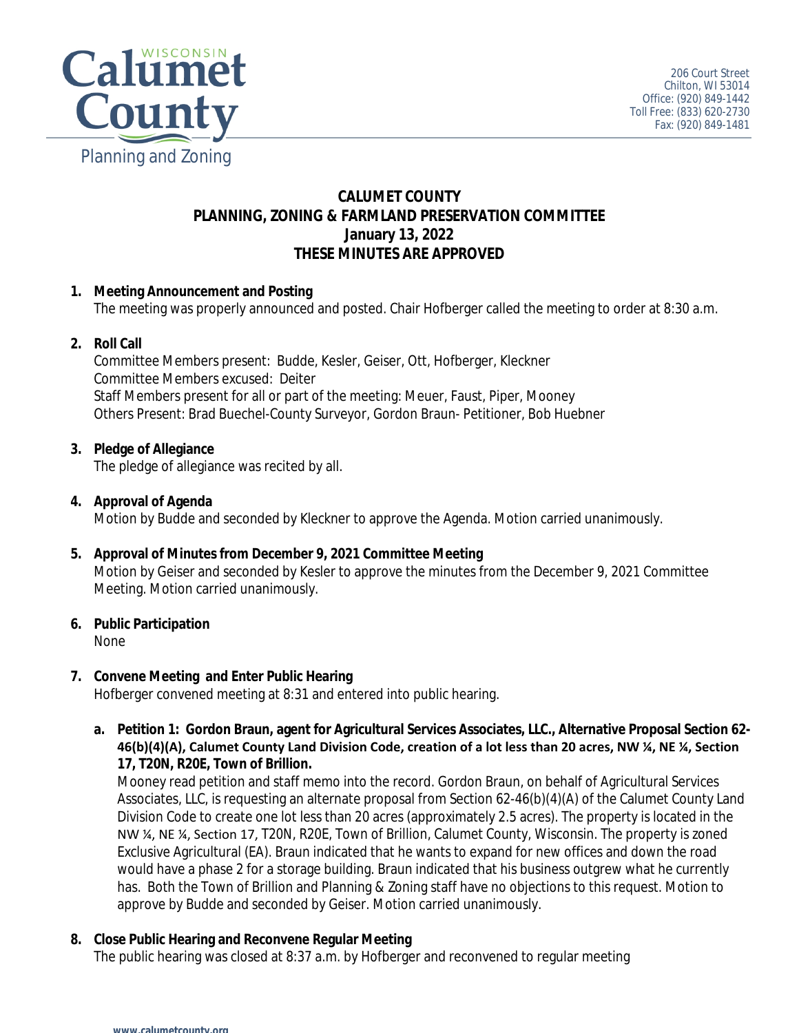Calumet County
Planning and Zoning

206 Court Street
Chilton, WI 53014
Office: (920) 849-1442
Toll Free: (833) 620-2730
Fax: (920) 849-1481

# CALUMET COUNTY
# PLANNING, ZONING & FARMLAND PRESERVATION COMMITTEE
## January 13, 2022
## THESE MINUTES ARE APPROVED

1. **Meeting Announcement and Posting**
   The meeting was properly announced and posted. Chair Hofberger called the meeting to order at 8:30 a.m.

2. **Roll Call**
   Committee Members present: Budde, Kesler, Geiser, Ott, Hofberger, Kleckner
   Committee Members excused: Deiter
   Staff Members present for all or part of the meeting: Meuer, Faust, Piper, Mooney
   Others Present: Brad Buechel-County Surveyor, Gordon Braun- Petitioner, Bob Huebner

3. **Pledge of Allegiance**
   The pledge of allegiance was recited by all.

4. **Approval of Agenda**
   Motion by Budde and seconded by Kleckner to approve the Agenda. Motion carried unanimously.

5. **Approval of Minutes from December 9, 2021 Committee Meeting**
   Motion by Geiser and seconded by Kesler to approve the minutes from the December 9, 2021 Committee Meeting. Motion carried unanimously.

6. **Public Participation**
   None

7. **Convene Meeting and Enter Public Hearing**
   Hofberger convened meeting at 8:31 and entered into public hearing.

   a. **Petition 1: Gordon Braun, agent for Agricultural Services Associates, LLC., Alternative Proposal Section 62-46(b)(4)(A), Calumet County Land Division Code, creation of a lot less than 20 acres, NW ¼, NE ¼, Section 17, T20N, R20E, Town of Brillion.**
      Mooney read petition and staff memo into the record. Gordon Braun, on behalf of Agricultural Services Associates, LLC, is requesting an alternate proposal from Section 62-46(b)(4)(A) of the Calumet County Land Division Code to create one lot less than 20 acres (approximately 2.5 acres). The property is located in the NW ¼, NE ¼, Section 17, T20N, R20E, Town of Brillion, Calumet County, Wisconsin. The property is zoned Exclusive Agricultural (EA). Braun indicated that he wants to expand for new offices and down the road would have a phase 2 for a storage building. Braun indicated that his business outgrew what he currently has. Both the Town of Brillion and Planning & Zoning staff have no objections to this request. Motion to approve by Budde and seconded by Geiser. Motion carried unanimously.

8. **Close Public Hearing and Reconvene Regular Meeting**
   The public hearing was closed at 8:37 a.m. by Hofberger and reconvened to regular meeting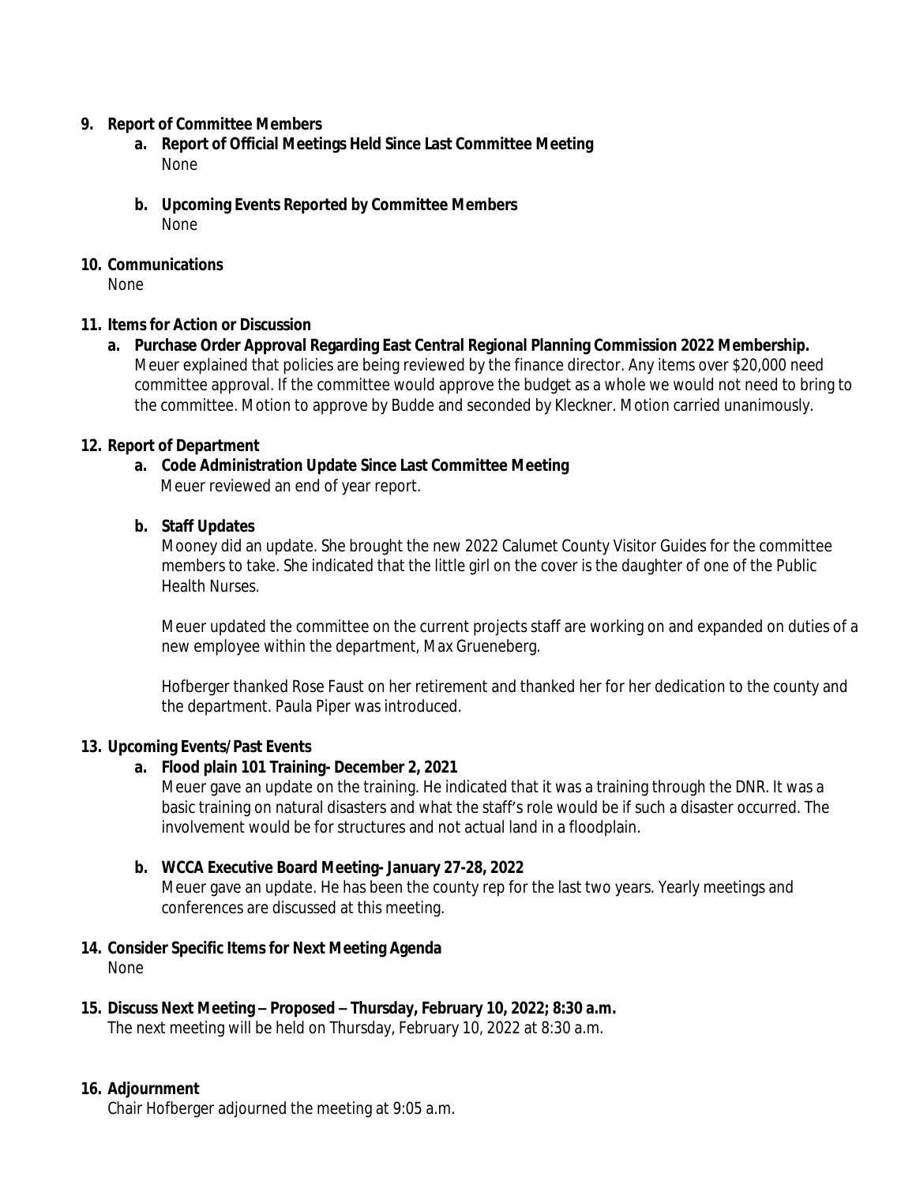**9. Report of Committee Members**

**a. Report of Official Meetings Held Since Last Committee Meeting**

None

**b. Upcoming Events Reported by Committee Members**

None

**10. Communications**

None

**11. Items for Action or Discussion**

**a. Purchase Order Approval Regarding East Central Regional Planning Commission 2022 Membership.**

Meuer explained that policies are being reviewed by the finance director. Any items over $20,000 need committee approval. If the committee would approve the budget as a whole we would not need to bring to the committee. Motion to approve by Budde and seconded by Kleckner. Motion carried unanimously.

**12. Report of Department**

**a. Code Administration Update Since Last Committee Meeting**

Meuer reviewed an end of year report.

**b. Staff Updates**

Mooney did an update. She brought the new 2022 Calumet County Visitor Guides for the committee members to take. She indicated that the little girl on the cover is the daughter of one of the Public Health Nurses.

Meuer updated the committee on the current projects staff are working on and expanded on duties of a new employee within the department, Max Grueneberg.

Hofberger thanked Rose Faust on her retirement and thanked her for her dedication to the county and the department. Paula Piper was introduced.

**13. Upcoming Events/Past Events**

**a. Flood plain 101 Training- December 2, 2021**

Meuer gave an update on the training. He indicated that it was a training through the DNR. It was a basic training on natural disasters and what the staff's role would be if such a disaster occurred. The involvement would be for structures and not actual land in a floodplain.

**b. WCCA Executive Board Meeting- January 27-28, 2022**

Meuer gave an update. He has been the county rep for the last two years. Yearly meetings and conferences are discussed at this meeting.

**14. Consider Specific Items for Next Meeting Agenda**

None

**15. Discuss Next Meeting – Proposed – Thursday, February 10, 2022; 8:30 a.m.**

The next meeting will be held on Thursday, February 10, 2022 at 8:30 a.m.

**16. Adjournment**

Chair Hofberger adjourned the meeting at 9:05 a.m.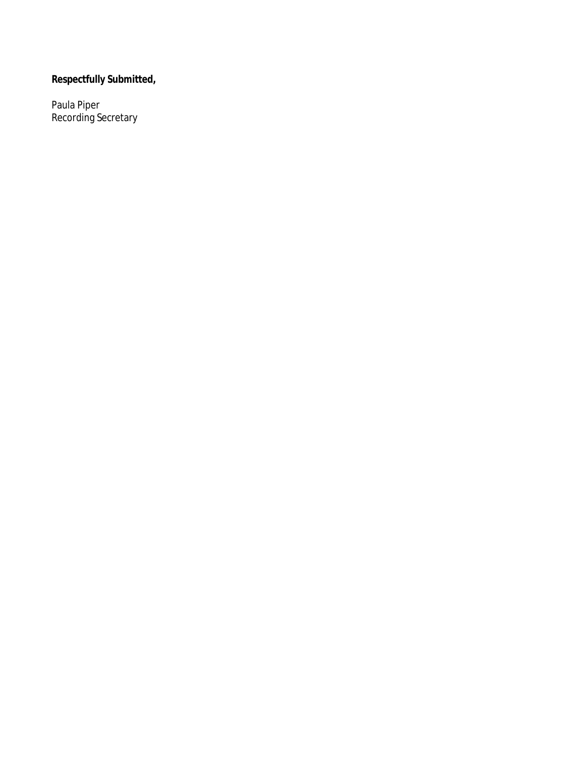**Respectfully Submitted,**

Paula Piper
Recording Secretary